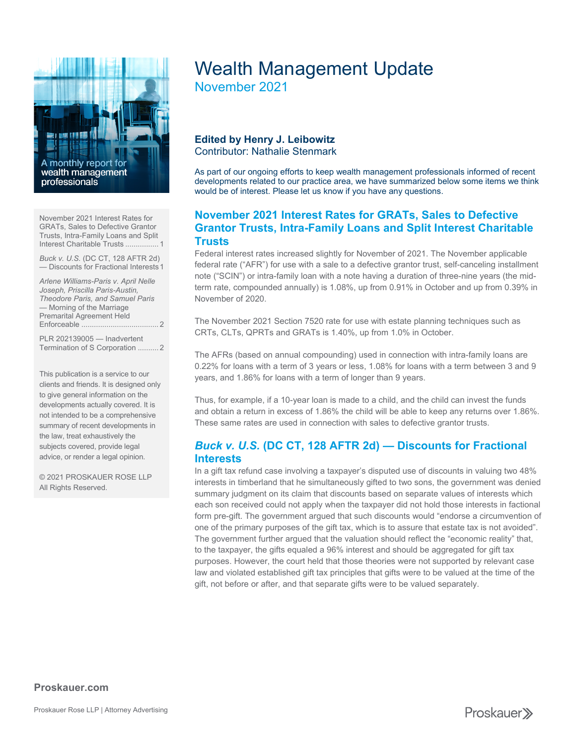# Wealth Management Update

November 2021

A monthly report for wealth management professionals

**Edited by Henry J. Leibowitz**
Contributor: Nathalie Stenmark

As part of our ongoing efforts to keep wealth management professionals informed of recent developments related to our practice area, we have summarized below some items we think would be of interest. Please let us know if you have any questions.

- November 2021 Interest Rates for GRATs, Sales to Defective Grantor Trusts, Intra-Family Loans and Split Interest Charitable Trusts ................ 1
- *Buck v. U.S.* (DC CT, 128 AFTR 2d) — Discounts for Fractional Interests 1
- *Arlene Williams-Paris v. April Nelle Joseph, Priscilla Paris-Austin, Theodore Paris, and Samuel Paris* — Morning of the Marriage Premarital Agreement Held Enforceable ..................................... 2
- PLR 202139005 — Inadvertent Termination of S Corporation .......... 2

This publication is a service to our clients and friends. It is designed only to give general information on the developments actually covered. It is not intended to be a comprehensive summary of recent developments in the law, treat exhaustively the subjects covered, provide legal advice, or render a legal opinion.

© 2021 PROSKAUER ROSE LLP All Rights Reserved.

## November 2021 Interest Rates for GRATs, Sales to Defective Grantor Trusts, Intra-Family Loans and Split Interest Charitable Trusts

Federal interest rates increased slightly for November of 2021. The November applicable federal rate ("AFR") for use with a sale to a defective grantor trust, self-canceling installment note ("SCIN") or intra-family loan with a note having a duration of three-nine years (the mid-term rate, compounded annually) is 1.08%, up from 0.91% in October and up from 0.39% in November of 2020.

The November 2021 Section 7520 rate for use with estate planning techniques such as CRTs, CLTs, QPRTs and GRATs is 1.40%, up from 1.0% in October.

The AFRs (based on annual compounding) used in connection with intra-family loans are 0.22% for loans with a term of 3 years or less, 1.08% for loans with a term between 3 and 9 years, and 1.86% for loans with a term of longer than 9 years.

Thus, for example, if a 10-year loan is made to a child, and the child can invest the funds and obtain a return in excess of 1.86% the child will be able to keep any returns over 1.86%. These same rates are used in connection with sales to defective grantor trusts.

## *Buck v. U.S.* (DC CT, 128 AFTR 2d) — Discounts for Fractional Interests

In a gift tax refund case involving a taxpayer's disputed use of discounts in valuing two 48% interests in timberland that he simultaneously gifted to two sons, the government was denied summary judgment on its claim that discounts based on separate values of interests which each son received could not apply when the taxpayer did not hold those interests in factional form pre-gift. The government argued that such discounts would "endorse a circumvention of one of the primary purposes of the gift tax, which is to assure that estate tax is not avoided". The government further argued that the valuation should reflect the "economic reality" that, to the taxpayer, the gifts equaled a 96% interest and should be aggregated for gift tax purposes. However, the court held that those theories were not supported by relevant case law and violated established gift tax principles that gifts were to be valued at the time of the gift, not before or after, and that separate gifts were to be valued separately.

Proskauer.com

Proskauer Rose LLP | Attorney Advertising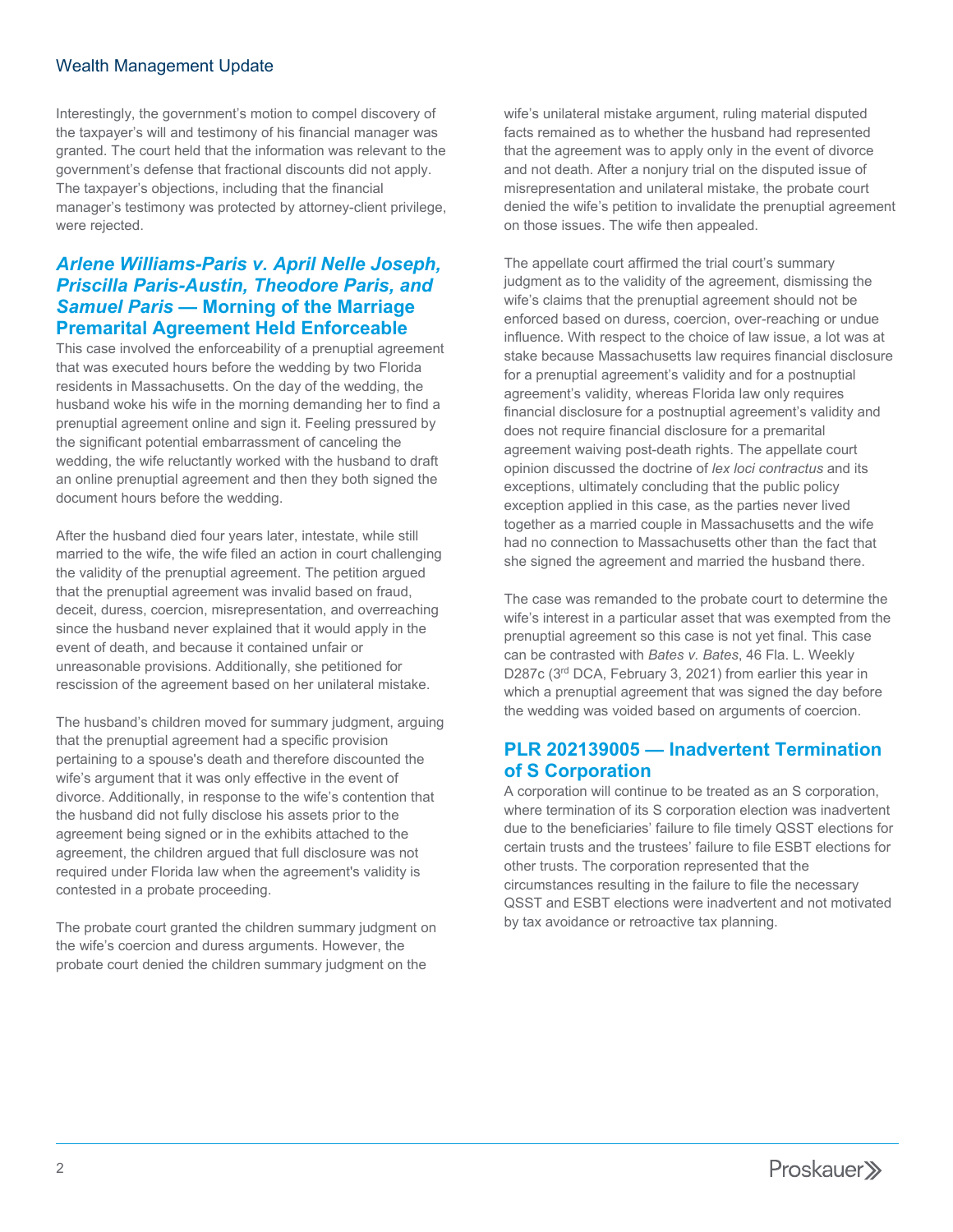Interestingly, the government's motion to compel discovery of the taxpayer's will and testimony of his financial manager was granted. The court held that the information was relevant to the government's defense that fractional discounts did not apply. The taxpayer's objections, including that the financial manager's testimony was protected by attorney-client privilege, were rejected.

## *Arlene Williams-Paris v. April Nelle Joseph, Priscilla Paris-Austin, Theodore Paris, and Samuel Paris* — Morning of the Marriage Premarital Agreement Held Enforceable

This case involved the enforceability of a prenuptial agreement that was executed hours before the wedding by two Florida residents in Massachusetts. On the day of the wedding, the husband woke his wife in the morning demanding her to find a prenuptial agreement online and sign it. Feeling pressured by the significant potential embarrassment of canceling the wedding, the wife reluctantly worked with the husband to draft an online prenuptial agreement and then they both signed the document hours before the wedding.

After the husband died four years later, intestate, while still married to the wife, the wife filed an action in court challenging the validity of the prenuptial agreement. The petition argued that the prenuptial agreement was invalid based on fraud, deceit, duress, coercion, misrepresentation, and overreaching since the husband never explained that it would apply in the event of death, and because it contained unfair or unreasonable provisions. Additionally, she petitioned for rescission of the agreement based on her unilateral mistake.

The husband's children moved for summary judgment, arguing that the prenuptial agreement had a specific provision pertaining to a spouse's death and therefore discounted the wife's argument that it was only effective in the event of divorce. Additionally, in response to the wife's contention that the husband did not fully disclose his assets prior to the agreement being signed or in the exhibits attached to the agreement, the children argued that full disclosure was not required under Florida law when the agreement's validity is contested in a probate proceeding.

The probate court granted the children summary judgment on the wife's coercion and duress arguments. However, the probate court denied the children summary judgment on the wife's unilateral mistake argument, ruling material disputed facts remained as to whether the husband had represented that the agreement was to apply only in the event of divorce and not death. After a nonjury trial on the disputed issue of misrepresentation and unilateral mistake, the probate court denied the wife's petition to invalidate the prenuptial agreement on those issues. The wife then appealed.

The appellate court affirmed the trial court's summary judgment as to the validity of the agreement, dismissing the wife's claims that the prenuptial agreement should not be enforced based on duress, coercion, over-reaching or undue influence. With respect to the choice of law issue, a lot was at stake because Massachusetts law requires financial disclosure for a prenuptial agreement's validity and for a postnuptial agreement's validity, whereas Florida law only requires financial disclosure for a postnuptial agreement's validity and does not require financial disclosure for a premarital agreement waiving post-death rights. The appellate court opinion discussed the doctrine of *lex loci contractus* and its exceptions, ultimately concluding that the public policy exception applied in this case, as the parties never lived together as a married couple in Massachusetts and the wife had no connection to Massachusetts other than the fact that she signed the agreement and married the husband there.

The case was remanded to the probate court to determine the wife's interest in a particular asset that was exempted from the prenuptial agreement so this case is not yet final. This case can be contrasted with *Bates v. Bates*, 46 Fla. L. Weekly D287c (3rd DCA, February 3, 2021) from earlier this year in which a prenuptial agreement that was signed the day before the wedding was voided based on arguments of coercion.

## PLR 202139005 — Inadvertent Termination of S Corporation

A corporation will continue to be treated as an S corporation, where termination of its S corporation election was inadvertent due to the beneficiaries' failure to file timely QSST elections for certain trusts and the trustees' failure to file ESBT elections for other trusts. The corporation represented that the circumstances resulting in the failure to file the necessary QSST and ESBT elections were inadvertent and not motivated by tax avoidance or retroactive tax planning.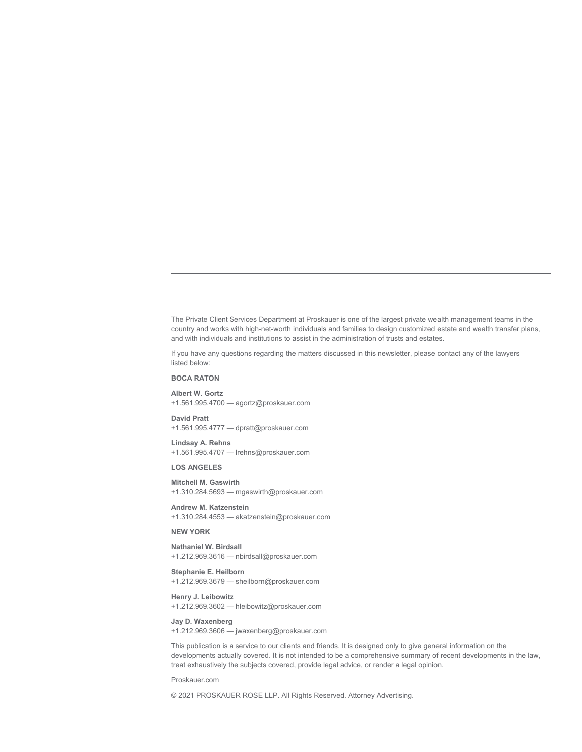---

The Private Client Services Department at Proskauer is one of the largest private wealth management teams in the country and works with high-net-worth individuals and families to design customized estate and wealth transfer plans, and with individuals and institutions to assist in the administration of trusts and estates.

If you have any questions regarding the matters discussed in this newsletter, please contact any of the lawyers listed below:

**BOCA RATON**

**Albert W. Gortz**
+1.561.995.4700 — agortz@proskauer.com

**David Pratt**
+1.561.995.4777 — dpratt@proskauer.com

**Lindsay A. Rehns**
+1.561.995.4707 — lrehns@proskauer.com

**LOS ANGELES**

**Mitchell M. Gaswirth**
+1.310.284.5693 — mgaswirth@proskauer.com

**Andrew M. Katzenstein**
+1.310.284.4553 — akatzenstein@proskauer.com

**NEW YORK**

**Nathaniel W. Birdsall**
+1.212.969.3616 — nbirdsall@proskauer.com

**Stephanie E. Heilborn**
+1.212.969.3679 — sheilborn@proskauer.com

**Henry J. Leibowitz**
+1.212.969.3602 — hleibowitz@proskauer.com

**Jay D. Waxenberg**
+1.212.969.3606 — jwaxenberg@proskauer.com

This publication is a service to our clients and friends. It is designed only to give general information on the developments actually covered. It is not intended to be a comprehensive summary of recent developments in the law, treat exhaustively the subjects covered, provide legal advice, or render a legal opinion.

Proskauer.com

© 2021 PROSKAUER ROSE LLP. All Rights Reserved. Attorney Advertising.